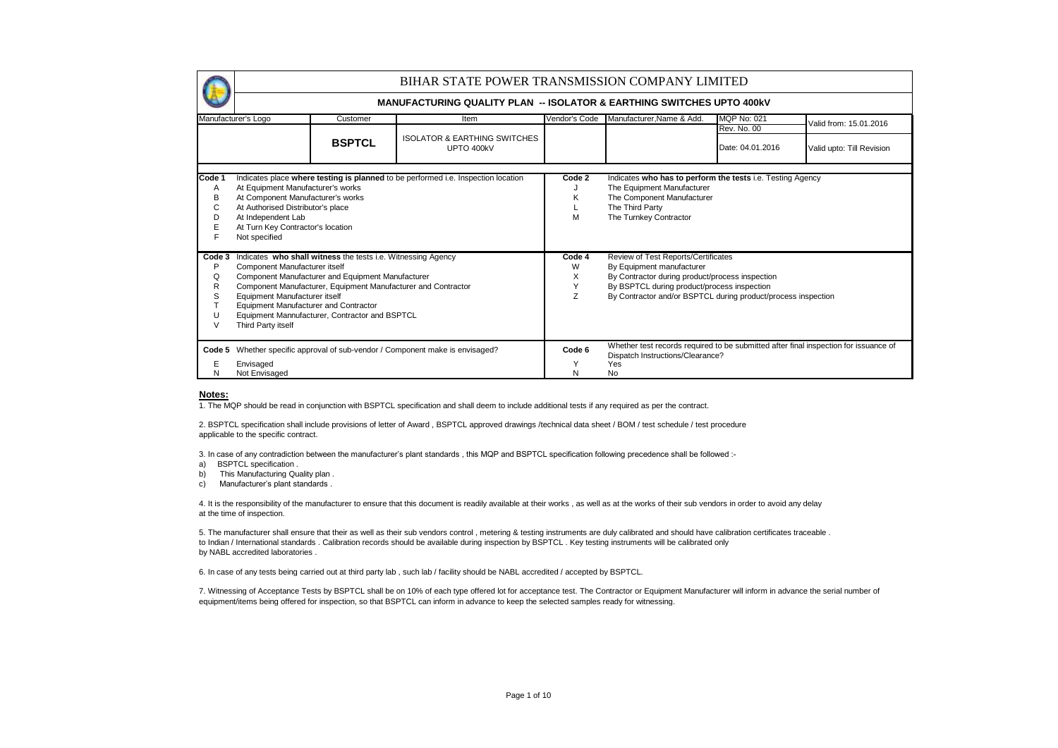# BIHAR STATE POWER TRANSMISSION COMPANY LIMITED

## MANUFACTURING QUALITY PLAN -- ISOLATOR & EARTHING SWITCHES UPTO 400kV

| Manufacturer's Logo | Customer | Item | Vendor's Code | Manufacturer,Name & Add. | MQP No: 021 / Rev. No. 00 | Valid from: 15.01.2016 |
|---|---|---|---|---|---|---|
| | **BSPTCL** | ISOLATOR & EARTHING SWITCHES UPTO 400kV | | | Date: 04.01.2016 | Valid upto: Till Revision |

| Code 1 | Indicates place **where testing is planned** to be performed i.e. Inspection location | Code 2 | Indicates **who has to perform the tests** i.e. Testing Agency |
|---|---|---|---|
| A | At Equipment Manufacturer's works | J | The Equipment Manufacturer |
| B | At Component Manufacturer's works | K | The Component Manufacturer |
| C | At Authorised Distributor's place | L | The Third Party |
| D | At Independent Lab | M | The Turnkey Contractor |
| E | At Turn Key Contractor's location | | |
| F | Not specified | | |

| Code 3 | Indicates **who shall witness** the tests i.e. Witnessing Agency | Code 4 | Review of Test Reports/Certificates |
|---|---|---|---|
| P | Component Manufacturer itself | W | By Equipment manufacturer |
| Q | Component Manufacturer and Equipment Manufacturer | X | By Contractor during product/process inspection |
| R | Component Manufacturer, Equipment Manufacturer and Contractor | Y | By BSPTCL during product/process inspection |
| S | Equipment Manufacturer itself | Z | By Contractor and/or BSPTCL during product/process inspection |
| T | Equipment Manufacturer and Contractor | | |
| U | Equipment Mannufacturer, Contractor and BSPTCL | | |
| V | Third Party itself | | |

| Code 5 | Whether specific approval of sub-vendor / Component make is envisaged? | Code 6 | Whether test records required to be submitted after final inspection for issuance of Dispatch Instructions/Clearance? |
|---|---|---|---|
| E | Envisaged | Y | Yes |
| N | Not Envisaged | N | No |

**Notes:**

1. The MQP should be read in conjunction with BSPTCL specification and shall deem to include additional tests if any required as per the contract.

2. BSPTCL specification shall include provisions of letter of Award , BSPTCL approved drawings /technical data sheet / BOM / test schedule / test procedure applicable to the specific contract.

3. In case of any contradiction between the manufacturer's plant standards , this MQP and BSPTCL specification following precedence shall be followed :-
a) BSPTCL specification .
b) This Manufacturing Quality plan .
c) Manufacturer's plant standards .

4. It is the responsibility of the manufacturer to ensure that this document is readily available at their works , as well as at the works of their sub vendors in order to avoid any delay at the time of inspection.

5. The manufacturer shall ensure that their as well as their sub vendors control , metering & testing instruments are duly calibrated and should have calibration certificates traceable . to Indian / International standards . Calibration records should be available during inspection by BSPTCL . Key testing instruments will be calibrated only by NABL accredited laboratories .

6. In case of any tests being carried out at third party lab , such lab / facility should be NABL accredited / accepted by BSPTCL.

7. Witnessing of Acceptance Tests by BSPTCL shall be on 10% of each type offered lot for acceptance test. The Contractor or Equipment Manufacturer will inform in advance the serial number of equipment/items being offered for inspection, so that BSPTCL can inform in advance to keep the selected samples ready for witnessing.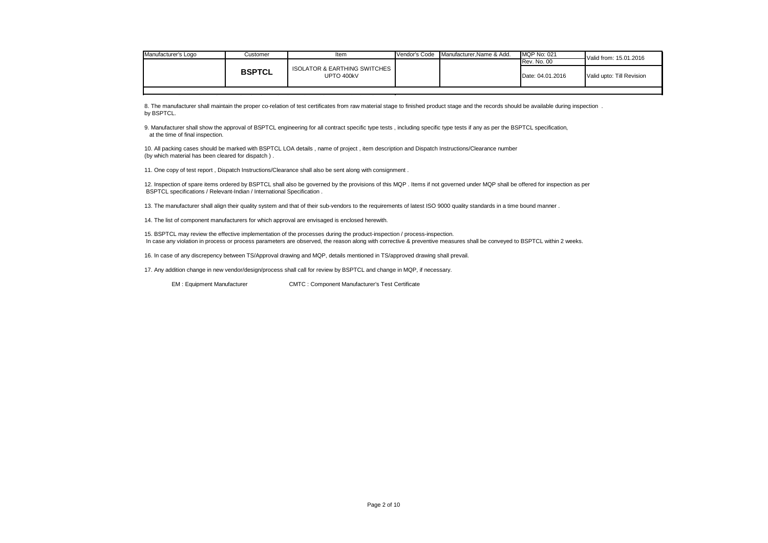| Manufacturer's Logo | Customer | Item | Vendor's Code | Manufacturer,Name & Add. | MQP No: 021<br>Rev. No. 00 | Valid from: 15.01.2016 |
|---|---|---|---|---|---|---|
| | **BSPTCL** | ISOLATOR & EARTHING SWITCHES UPTO 400kV | | | Date: 04.01.2016 | Valid upto: Till Revision |

8. The manufacturer shall maintain the proper co-relation of test certificates from raw material stage to finished product stage and the records should be available during inspection by BSPTCL.

9. Manufacturer shall show the approval of BSPTCL engineering for all contract specific type tests , including specific type tests if any as per the BSPTCL specification, at the time of final inspection.

10. All packing cases should be marked with BSPTCL LOA details , name of project , item description and Dispatch Instructions/Clearance number (by which material has been cleared for dispatch ) .

11. One copy of test report , Dispatch Instructions/Clearance shall also be sent along with consignment .

12. Inspection of spare items ordered by BSPTCL shall also be governed by the provisions of this MQP . Items if not governed under MQP shall be offered for inspection as per BSPTCL specifications / Relevant-Indian / International Specification .

13. The manufacturer shall align their quality system and that of their sub-vendors to the requirements of latest ISO 9000 quality standards in a time bound manner .

14. The list of component manufacturers for which approval are envisaged is enclosed herewith.

15. BSPTCL may review the effective implementation of the processes during the product-inspection / process-inspection.
In case any violation in process or process parameters are observed, the reason along with corrective & preventive measures shall be conveyed to BSPTCL within 2 weeks.

16. In case of any discrepency between TS/Approval drawing and MQP, details mentioned in TS/approved drawing shall prevail.

17. Any addition change in new vendor/design/process shall call for review by BSPTCL and change in MQP, if necessary.

EM : Equipment Manufacturer CMTC : Component Manufacturer's Test Certificate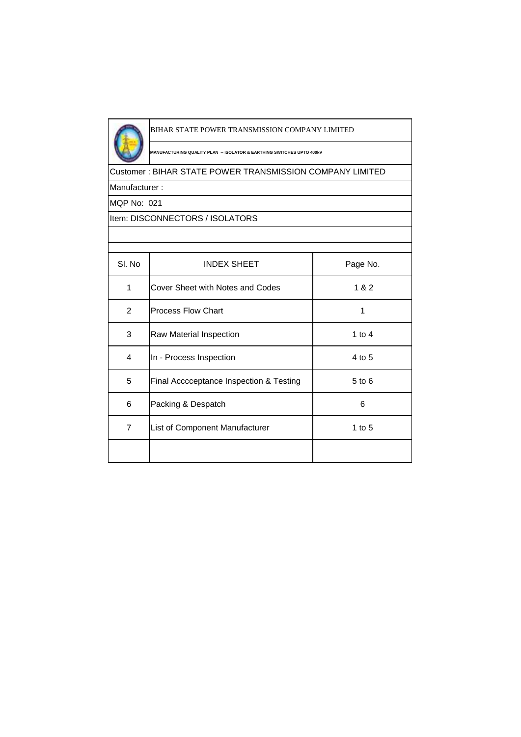BIHAR STATE POWER TRANSMISSION COMPANY LIMITED

MANUFACTURING QUALITY PLAN -- ISOLATOR & EARTHING SWITCHES UPTO 400kV

Customer : BIHAR STATE POWER TRANSMISSION COMPANY LIMITED

Manufacturer :

MQP No: 021

Item: DISCONNECTORS / ISOLATORS

| Sl. No | INDEX SHEET | Page No. |
|---|---|---|
| 1 | Cover Sheet with Notes and Codes | 1 & 2 |
| 2 | Process Flow Chart | 1 |
| 3 | Raw Material Inspection | 1 to 4 |
| 4 | In - Process Inspection | 4 to 5 |
| 5 | Final Acccceptance Inspection & Testing | 5 to 6 |
| 6 | Packing & Despatch | 6 |
| 7 | List of Component Manufacturer | 1 to 5 |
| | | |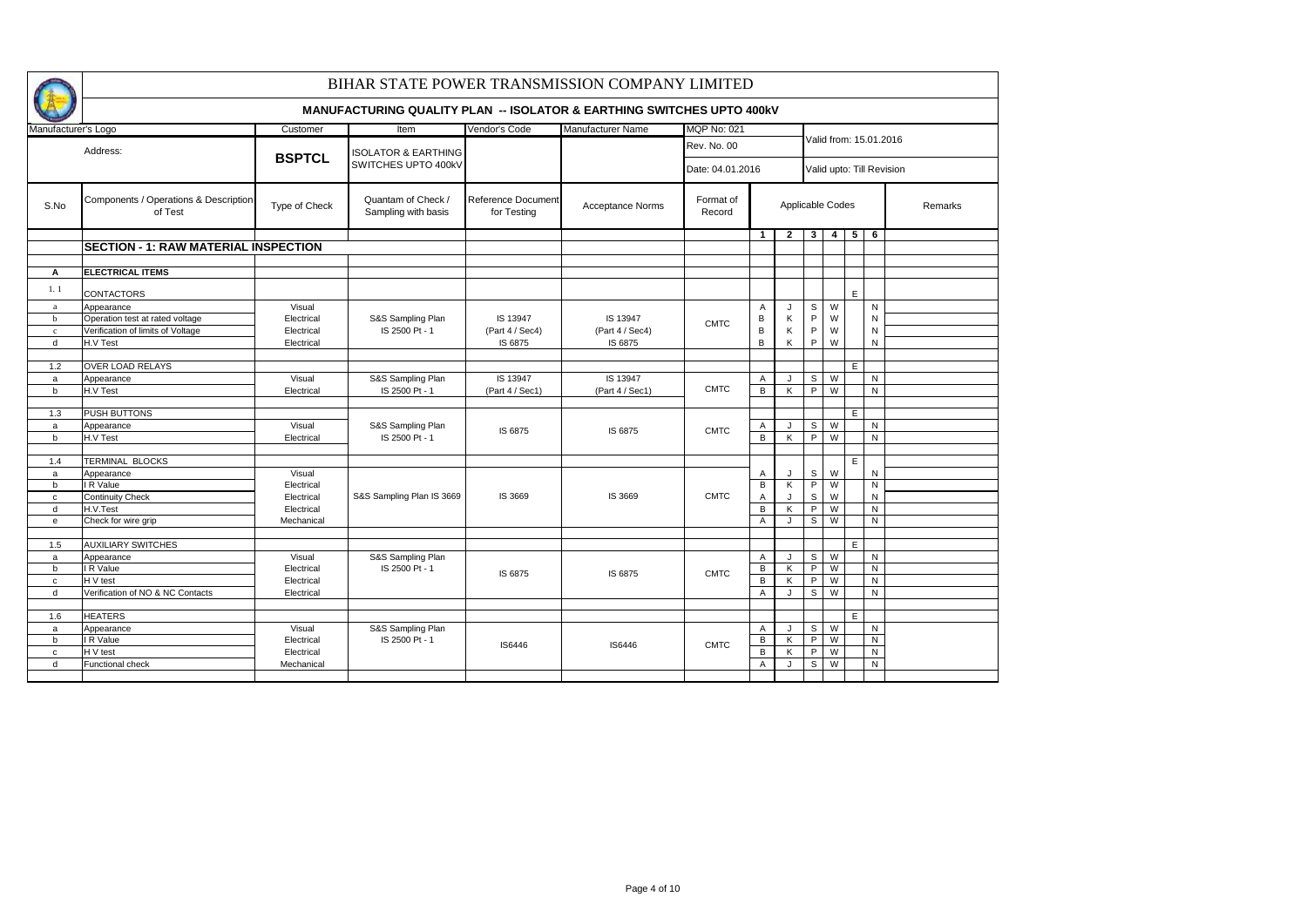# BIHAR STATE POWER TRANSMISSION COMPANY LIMITED

## MANUFACTURING QUALITY PLAN -- ISOLATOR & EARTHING SWITCHES UPTO 400kV

| Manufacturer's Logo | Customer | Item | Vendor's Code | Manufacturer Name | MQP No: 021 | Valid from: 15.01.2016 |
|---|---|---|---|---|---|---|
| Address: | BSPTCL | ISOLATOR & EARTHING SWITCHES UPTO 400kV | | | Rev. No. 00 | |
| | | | | | Date: 04.01.2016 | Valid upto: Till Revision |

| S.No | Components / Operations & Description of Test | Type of Check | Quantam of Check / Sampling with basis | Reference Document for Testing | Acceptance Norms | Format of Record | Applicable Codes 1 | 2 | 3 | 4 | 5 | 6 | Remarks |
|---|---|---|---|---|---|---|---|---|---|---|---|---|---|
| | **SECTION - 1: RAW MATERIAL INSPECTION** | | | | | | | | | | | | |
| **A** | **ELECTRICAL ITEMS** | | | | | | | | | | | | |
| 1.1 | CONTACTORS | | | | | | | | | | E | | |
| a | Appearance | Visual | S&S Sampling Plan IS 2500 Pt - 1 | IS 13947 (Part 4 / Sec4) IS 6875 | IS 13947 (Part 4 / Sec4) IS 6875 | CMTC | A | J | S | W | | N | |
| b | Operation test at rated voltage | Electrical | | | | | B | K | P | W | | N | |
| c | Verification of limits of Voltage | Electrical | | | | | B | K | P | W | | N | |
| d | H.V Test | Electrical | | | | | B | K | P | W | | N | |
| 1.2 | OVER LOAD RELAYS | | | | | | | | | | E | | |
| a | Appearance | Visual | S&S Sampling Plan IS 2500 Pt - 1 | IS 13947 (Part 4 / Sec1) | IS 13947 (Part 4 / Sec1) | CMTC | A | J | S | W | | N | |
| b | H.V Test | Electrical | | | | | B | K | P | W | | N | |
| 1.3 | PUSH BUTTONS | | | | | | | | | | E | | |
| a | Appearance | Visual | S&S Sampling Plan IS 2500 Pt - 1 | IS 6875 | IS 6875 | CMTC | A | J | S | W | | N | |
| b | H.V Test | Electrical | | | | | B | K | P | W | | N | |
| 1.4 | TERMINAL BLOCKS | | | | | | | | | | E | | |
| a | Appearance | Visual | S&S Sampling Plan IS 3669 | IS 3669 | IS 3669 | CMTC | A | J | S | W | | N | |
| b | I R Value | Electrical | | | | | B | K | P | W | | N | |
| c | Continuity Check | Electrical | | | | | A | J | S | W | | N | |
| d | H.V.Test | Electrical | | | | | B | K | P | W | | N | |
| e | Check for wire grip | Mechanical | | | | | A | J | S | W | | N | |
| 1.5 | AUXILIARY SWITCHES | | | | | | | | | | E | | |
| a | Appearance | Visual | S&S Sampling Plan IS 2500 Pt - 1 | IS 6875 | IS 6875 | CMTC | A | J | S | W | | N | |
| b | I R Value | Electrical | | | | | B | K | P | W | | N | |
| c | H V test | Electrical | | | | | B | K | P | W | | N | |
| d | Verification of NO & NC Contacts | Electrical | | | | | A | J | S | W | | N | |
| 1.6 | HEATERS | | | | | | | | | | E | | |
| a | Appearance | Visual | S&S Sampling Plan IS 2500 Pt - 1 | IS6446 | IS6446 | CMTC | A | J | S | W | | N | |
| b | I R Value | Electrical | | | | | B | K | P | W | | N | |
| c | H V test | Electrical | | | | | B | K | P | W | | N | |
| d | Functional check | Mechanical | | | | | A | J | S | W | | N | |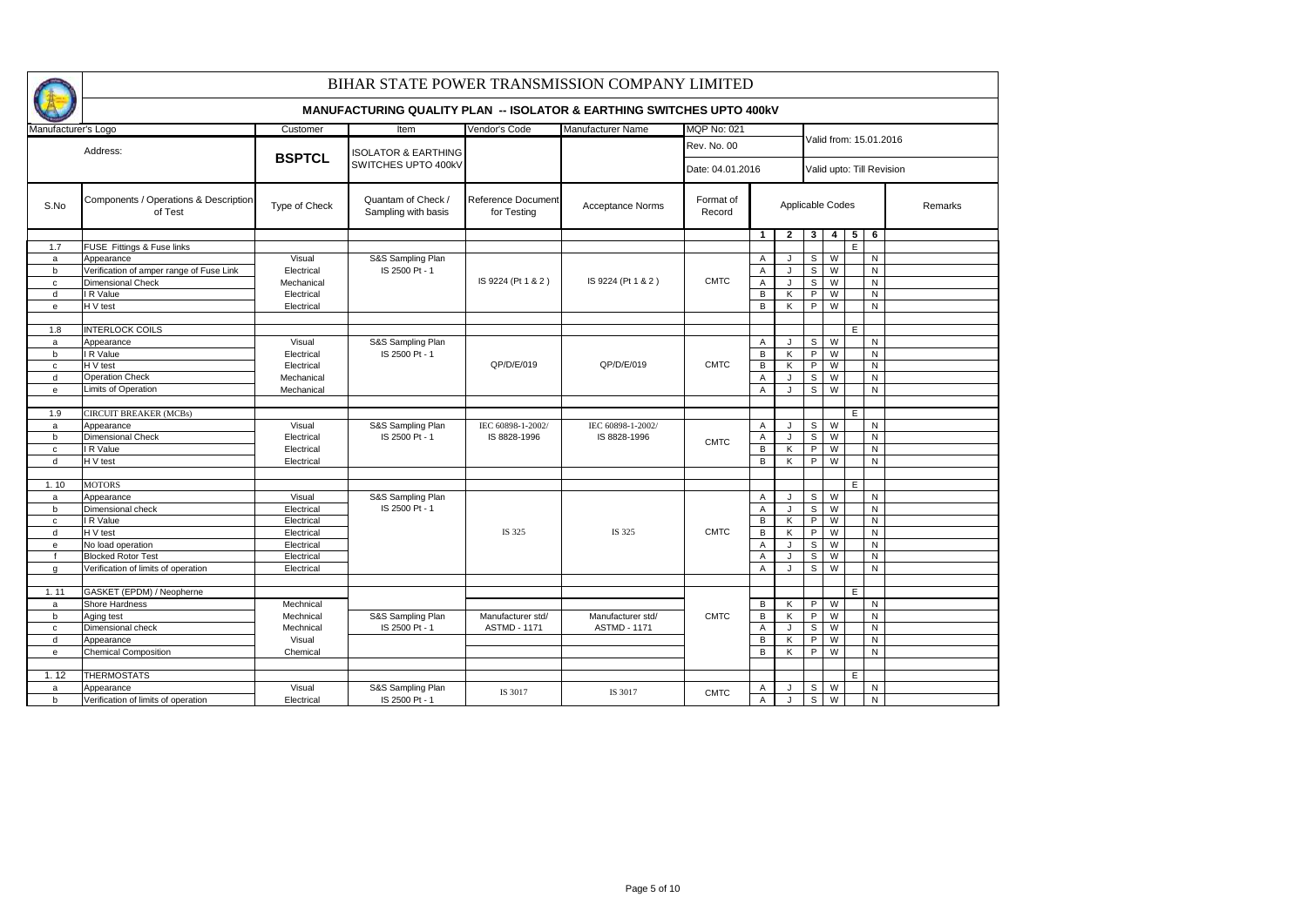# BIHAR STATE POWER TRANSMISSION COMPANY LIMITED

## MANUFACTURING QUALITY PLAN -- ISOLATOR & EARTHING SWITCHES UPTO 400kV

| Manufacturer's Logo | | Customer | Item | Vendor's Code | Manufacturer Name | MQP No: 021 | | | | | | | | |
|---|---|---|---|---|---|---|---|---|---|---|---|---|---|---|
| Address: | | BSPTCL | ISOLATOR & EARTHING SWITCHES UPTO 400kV | | | Rev. No. 00 | | | Valid from: 15.01.2016 | | | | | |
| | | | | | | Date: 04.01.2016 | | | Valid upto: Till Revision | | | | | |

| S.No | Components / Operations & Description of Test | Type of Check | Quantam of Check / Sampling with basis | Reference Document for Testing | Acceptance Norms | Format of Record | Applicable Codes | | | | | | Remarks |
|---|---|---|---|---|---|---|---|---|---|---|---|---|---|
| | | | | | | | 1 | 2 | 3 | 4 | 5 | 6 | |
| 1.7 | FUSE Fittings & Fuse links | | | | | | | | | | E | | |
| a | Appearance | Visual | S&S Sampling Plan IS 2500 Pt - 1 | IS 9224 (Pt 1 & 2 ) | IS 9224 (Pt 1 & 2 ) | CMTC | A | J | S | W | | N | |
| b | Verification of amper range of Fuse Link | Electrical | | | | | A | J | S | W | | N | |
| c | Dimensional Check | Mechanical | | | | | A | J | S | W | | N | |
| d | I R Value | Electrical | | | | | B | K | P | W | | N | |
| e | H V test | Electrical | | | | | B | K | P | W | | N | |
| | | | | | | | | | | | | | |
| 1.8 | INTERLOCK COILS | | | | | | | | | | E | | |
| a | Appearance | Visual | S&S Sampling Plan IS 2500 Pt - 1 | QP/D/E/019 | QP/D/E/019 | CMTC | A | J | S | W | | N | |
| b | I R Value | Electrical | | | | | B | K | P | W | | N | |
| c | H V test | Electrical | | | | | B | K | P | W | | N | |
| d | Operation Check | Mechanical | | | | | A | J | S | W | | N | |
| e | Limits of Operation | Mechanical | | | | | A | J | S | W | | N | |
| | | | | | | | | | | | | | |
| 1.9 | CIRCUIT BREAKER (MCBs) | | | | | | | | | | E | | |
| a | Appearance | Visual | S&S Sampling Plan IS 2500 Pt - 1 | IEC 60898-1-2002/ IS 8828-1996 | IEC 60898-1-2002/ IS 8828-1996 | CMTC | A | J | S | W | | N | |
| b | Dimensional Check | Electrical | | | | | A | J | S | W | | N | |
| c | I R Value | Electrical | | | | | B | K | P | W | | N | |
| d | H V test | Electrical | | | | | B | K | P | W | | N | |
| | | | | | | | | | | | | | |
| 1. 10 | MOTORS | | | | | | | | | | E | | |
| a | Appearance | Visual | S&S Sampling Plan IS 2500 Pt - 1 | IS 325 | IS 325 | CMTC | A | J | S | W | | N | |
| b | Dimensional check | Electrical | | | | | A | J | S | W | | N | |
| c | I R Value | Electrical | | | | | B | K | P | W | | N | |
| d | H V test | Electrical | | | | | B | K | P | W | | N | |
| e | No load operation | Electrical | | | | | A | J | S | W | | N | |
| f | Blocked Rotor Test | Electrical | | | | | A | J | S | W | | N | |
| g | Verification of limits of operation | Electrical | | | | | A | J | S | W | | N | |
| | | | | | | | | | | | | | |
| 1. 11 | GASKET (EPDM) / Neopherne | | | | | | | | | | E | | |
| a | Shore Hardness | Mechnical | | | | CMTC | B | K | P | W | | N | |
| b | Aging test | Mechnical | S&S Sampling Plan IS 2500 Pt - 1 | Manufacturer std/ ASTMD - 1171 | Manufacturer std/ ASTMD - 1171 | | B | K | P | W | | N | |
| c | Dimensional check | Mechnical | | | | | A | J | S | W | | N | |
| d | Appearance | Visual | | | | | B | K | P | W | | N | |
| e | Chemical Composition | Chemical | | | | | B | K | P | W | | N | |
| | | | | | | | | | | | | | |
| 1. 12 | THERMOSTATS | | | | | | | | | | E | | |
| a | Appearance | Visual | S&S Sampling Plan IS 2500 Pt - 1 | IS 3017 | IS 3017 | CMTC | A | J | S | W | | N | |
| b | Verification of limits of operation | Electrical | | | | | A | J | S | W | | N | |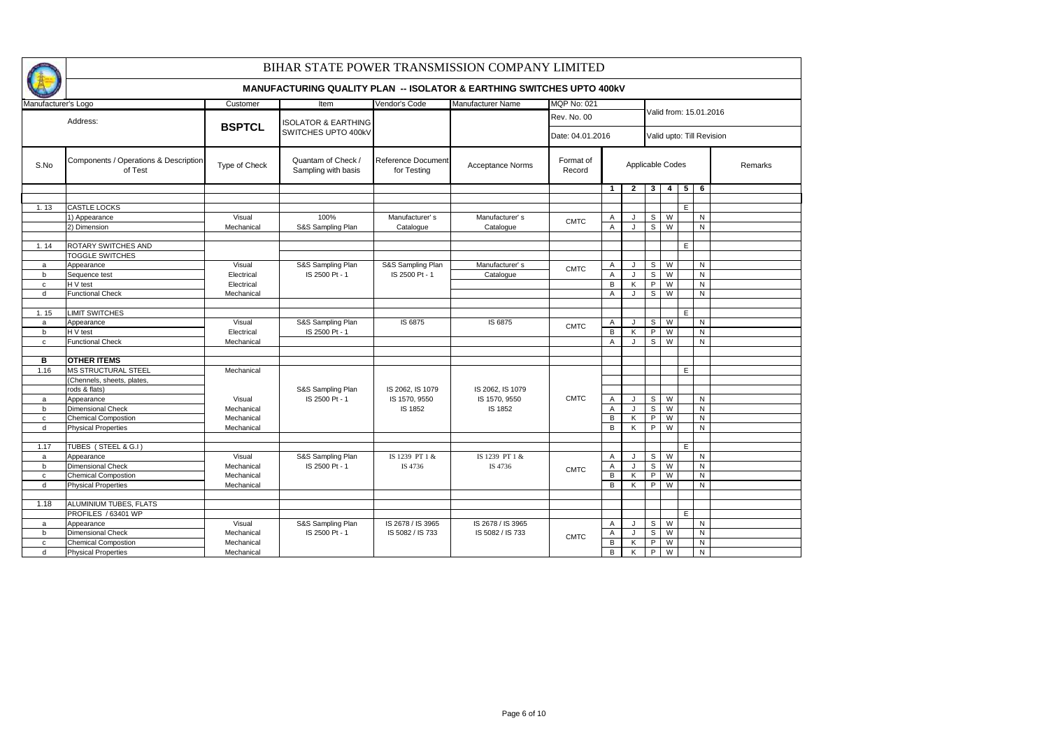# BIHAR STATE POWER TRANSMISSION COMPANY LIMITED

## MANUFACTURING QUALITY PLAN -- ISOLATOR & EARTHING SWITCHES UPTO 400kV

| Manufacturer's Logo | | Customer | Item | Vendor's Code | Manufacturer Name | MQP No: 021 | | | | | | | |
|---|---|---|---|---|---|---|---|---|---|---|---|---|---|
| Address: | | BSPTCL | ISOLATOR & EARTHING SWITCHES UPTO 400kV | | | Rev. No. 00 | | | Valid from: 15.01.2016 | | | | |
| | | | | | | Date: 04.01.2016 | | | Valid upto: Till Revision | | | | |

| S.No | Components / Operations & Description of Test | Type of Check | Quantam of Check / Sampling with basis | Reference Document for Testing | Acceptance Norms | Format of Record | Applicable Codes 1 | 2 | 3 | 4 | 5 | 6 | Remarks |
|---|---|---|---|---|---|---|---|---|---|---|---|---|---|
| 1. 13 | CASTLE LOCKS | | | | | | | | | | E | | |
| | 1) Appearance | Visual | 100% | Manufacturer' s | Manufacturer' s | CMTC | A | J | S | W | | N | |
| | 2) Dimension | Mechanical | S&S Sampling Plan | Catalogue | Catalogue | | A | J | S | W | | N | |
| 1. 14 | ROTARY SWITCHES AND TOGGLE SWITCHES | | | | | | | | | | E | | |
| a | Appearance | Visual | S&S Sampling Plan | S&S Sampling Plan | Manufacturer' s | CMTC | A | J | S | W | | N | |
| b | Sequence test | Electrical | IS 2500 Pt - 1 | IS 2500 Pt - 1 | Catalogue | | A | J | S | W | | N | |
| c | H V test | Electrical | | | | | B | K | P | W | | N | |
| d | Functional Check | Mechanical | | | | | A | J | S | W | | N | |
| 1. 15 | LIMIT SWITCHES | | | | | | | | | | E | | |
| a | Appearance | Visual | S&S Sampling Plan | IS 6875 | IS 6875 | CMTC | A | J | S | W | | N | |
| b | H V test | Electrical | IS 2500 Pt - 1 | | | | B | K | P | W | | N | |
| c | Functional Check | Mechanical | | | | | A | J | S | W | | N | |
| **B** | **OTHER ITEMS** | | | | | | | | | | | | |
| 1.16 | MS STRUCTURAL STEEL (Chennels, sheets, plates, rods & flats) | Mechanical | | | | | | | | | E | | |
| a | Appearance | Visual | S&S Sampling Plan | IS 2062, IS 1079 | IS 2062, IS 1079 | CMTC | A | J | S | W | | N | |
| b | Dimensional Check | Mechanical | IS 2500 Pt - 1 | IS 1570, 9550 | IS 1570, 9550 | | A | J | S | W | | N | |
| c | Chemical Compostion | Mechanical | | IS 1852 | IS 1852 | | B | K | P | W | | N | |
| d | Physical Properties | Mechanical | | | | | B | K | P | W | | N | |
| 1.17 | TUBES ( STEEL & G.I ) | | | | | | | | | | E | | |
| a | Appearance | Visual | S&S Sampling Plan | IS 1239 PT 1 & | IS 1239 PT 1 & | CMTC | A | J | S | W | | N | |
| b | Dimensional Check | Mechanical | IS 2500 Pt - 1 | IS 4736 | IS 4736 | | A | J | S | W | | N | |
| c | Chemical Compostion | Mechanical | | | | | B | K | P | W | | N | |
| d | Physical Properties | Mechanical | | | | | B | K | P | W | | N | |
| 1.18 | ALUMINIUM TUBES, FLATS PROFILES / 63401 WP | | | | | | | | | | E | | |
| a | Appearance | Visual | S&S Sampling Plan | IS 2678 / IS 3965 | IS 2678 / IS 3965 | CMTC | A | J | S | W | | N | |
| b | Dimensional Check | Mechanical | IS 2500 Pt - 1 | IS 5082 / IS 733 | IS 5082 / IS 733 | | A | J | S | W | | N | |
| c | Chemical Compostion | Mechanical | | | | | B | K | P | W | | N | |
| d | Physical Properties | Mechanical | | | | | B | K | P | W | | N | |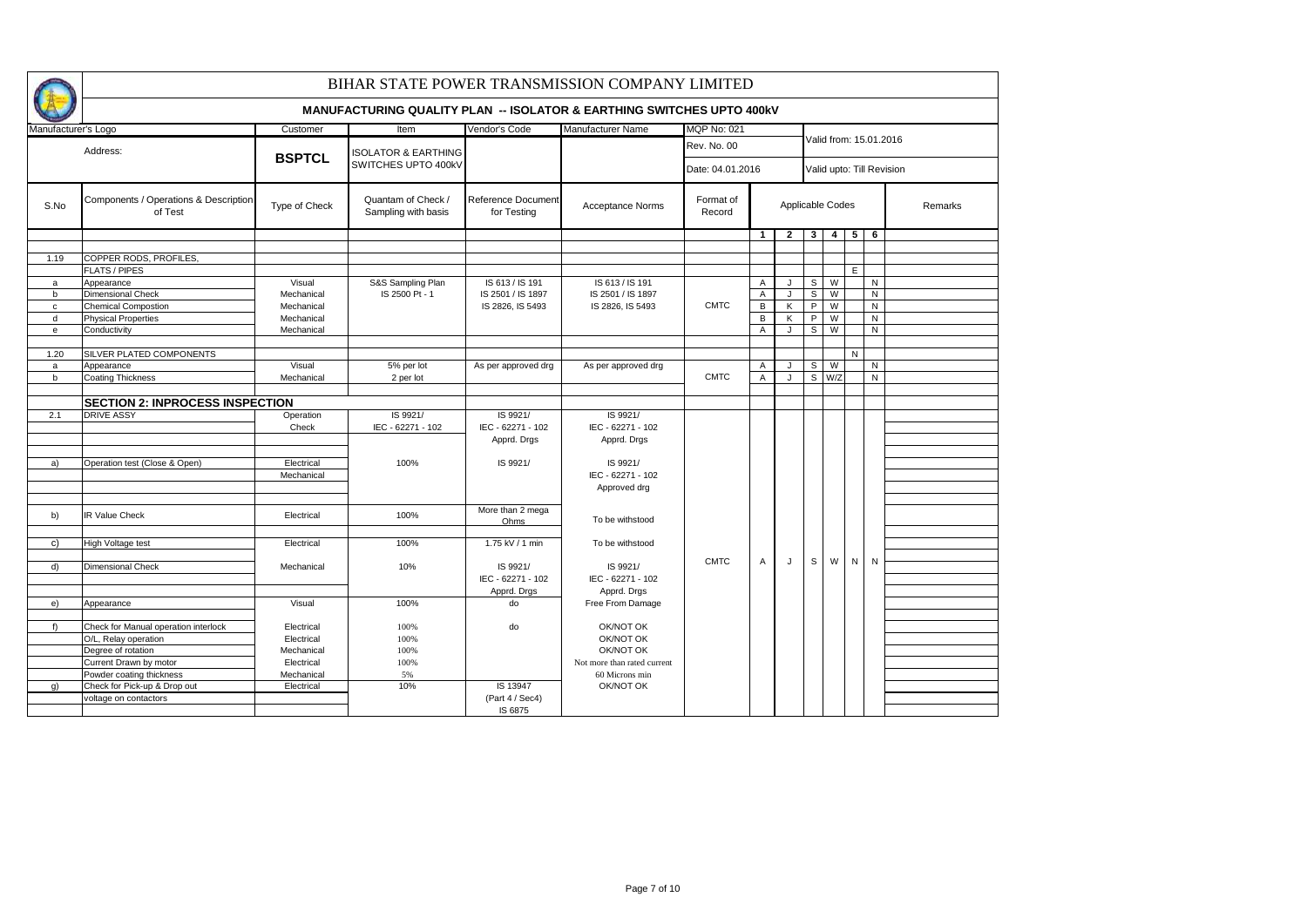# BIHAR STATE POWER TRANSMISSION COMPANY LIMITED

## MANUFACTURING QUALITY PLAN -- ISOLATOR & EARTHING SWITCHES UPTO 400kV

| Manufacturer's Logo | | Customer | Item | Vendor's Code | Manufacturer Name | MQP No: 021 | | | | | | | |
|---|---|---|---|---|---|---|---|---|---|---|---|---|---|
| Address: | | BSPTCL | ISOLATOR & EARTHING SWITCHES UPTO 400kV | | | Rev. No. 00 | | | Valid from: 15.01.2016 | | | | |
| | | | | | | Date: 04.01.2016 | | | Valid upto: Till Revision | | | | |

| S.No | Components / Operations & Description of Test | Type of Check | Quantam of Check / Sampling with basis | Reference Document for Testing | Acceptance Norms | Format of Record | Applicable Codes | | | | | | Remarks |
|---|---|---|---|---|---|---|---|---|---|---|---|---|---|
| | | | | | | | 1 | 2 | 3 | 4 | 5 | 6 | |
| 1.19 | COPPER RODS, PROFILES, FLATS / PIPES | | | | | | | | | | E | | |
| a | Appearance | Visual | S&S Sampling Plan | IS 613 / IS 191 | IS 613 / IS 191 | CMTC | A | J | S | W | | N | |
| b | Dimensional Check | Mechanical | IS 2500 Pt - 1 | IS 2501 / IS 1897 | IS 2501 / IS 1897 | | A | J | S | W | | N | |
| c | Chemical Compostion | Mechanical | | IS 2826, IS 5493 | IS 2826, IS 5493 | | B | K | P | W | | N | |
| d | Physical Properties | Mechanical | | | | | B | K | P | W | | N | |
| e | Conductivity | Mechanical | | | | | A | J | S | W | | N | |
| 1.20 | SILVER PLATED COMPONENTS | | | | | | | | | | N | | |
| a | Appearance | Visual | 5% per lot | As per approved drg | As per approved drg | CMTC | A | J | S | W | | N | |
| b | Coating Thickness | Mechanical | 2 per lot | | | | A | J | S | W/Z | | N | |
| | **SECTION 2: INPROCESS INSPECTION** | | | | | | | | | | | | |
| 2.1 | DRIVE ASSY | Operation Check | IS 9921/ IEC - 62271 - 102 | IS 9921/ IEC - 62271 - 102 Apprd. Drgs | IS 9921/ IEC - 62271 - 102 Apprd. Drgs | CMTC | A | J | S | W | N | N | |
| a) | Operation test (Close & Open) | Electrical Mechanical | 100% | IS 9921/ | IS 9921/ IEC - 62271 - 102 Approved drg | | | | | | | | |
| b) | IR Value Check | Electrical | 100% | More than 2 mega Ohms | To be withstood | | | | | | | | |
| c) | High Voltage test | Electrical | 100% | 1.75 kV / 1 min | To be withstood | | | | | | | | |
| d) | Dimensional Check | Mechanical | 10% | IS 9921/ IEC - 62271 - 102 Apprd. Drgs | IS 9921/ IEC - 62271 - 102 Apprd. Drgs | | | | | | | | |
| e) | Appearance | Visual | 100% | do | Free From Damage | | | | | | | | |
| f) | Check for Manual operation interlock | Electrical | 100% | do | OK/NOT OK | | | | | | | | |
| | O/L, Relay operation | Electrical | 100% | | OK/NOT OK | | | | | | | | |
| | Degree of rotation | Mechanical | 100% | | OK/NOT OK | | | | | | | | |
| | Current Drawn by motor | Electrical | 100% | | Not more than rated current | | | | | | | | |
| | Powder coating thickness | Mechanical | 5% | | 60 Microns min | | | | | | | | |
| g) | Check for Pick-up & Drop out voltage on contactors | Electrical | 10% | IS 13947 (Part 4 / Sec4) IS 6875 | OK/NOT OK | | | | | | | | |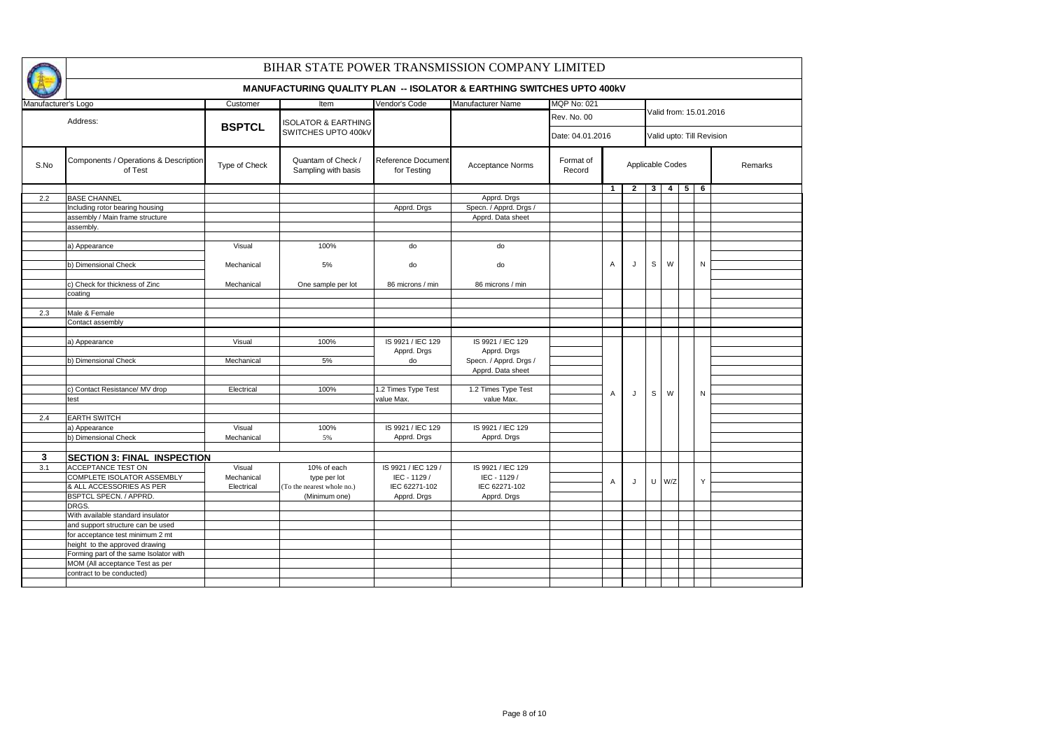# BIHAR STATE POWER TRANSMISSION COMPANY LIMITED

## MANUFACTURING QUALITY PLAN -- ISOLATOR & EARTHING SWITCHES UPTO 400kV

| Manufacturer's Logo | | Customer | Item | Vendor's Code | Manufacturer Name | MQP No: 021 | Valid from: 15.01.2016 |
|---|---|---|---|---|---|---|---|
| Address: | | BSPTCL | ISOLATOR & EARTHING SWITCHES UPTO 400kV | | | Rev. No. 00 | |
| | | | | | | Date: 04.01.2016 | Valid upto: Till Revision |

| S.No | Components / Operations & Description of Test | Type of Check | Quantam of Check / Sampling with basis | Reference Document for Testing | Acceptance Norms | Format of Record | Applicable Codes | | | | | | Remarks |
|---|---|---|---|---|---|---|---|---|---|---|---|---|---|
| | | | | | | | 1 | 2 | 3 | 4 | 5 | 6 | |
| 2.2 | BASE CHANNEL | | | | Apprd. Drgs | | | | | | | | |
| | Including rotor bearing housing | | | Apprd. Drgs | Specn. / Apprd. Drgs / | | | | | | | | |
| | assembly / Main frame structure | | | | Apprd. Data sheet | | | | | | | | |
| | assembly. | | | | | | | | | | | | |
| | a) Appearance | Visual | 100% | do | do | | | | | | | | |
| | b) Dimensional Check | Mechanical | 5% | do | do | | A | J | S | W | | N | |
| | c) Check for thickness of Zinc coating | Mechanical | One sample per lot | 86 microns / min | 86 microns / min | | | | | | | | |
| 2.3 | Male & Female Contact assembly | | | | | | | | | | | | |
| | a) Appearance | Visual | 100% | IS 9921 / IEC 129 Apprd. Drgs | IS 9921 / IEC 129 Apprd. Drgs | | | | | | | | |
| | b) Dimensional Check | Mechanical | 5% | do | Specn. / Apprd. Drgs / Apprd. Data sheet | | | | | | | | |
| | c) Contact Resistance/ MV drop test | Electrical | 100% | 1.2 Times Type Test value Max. | 1.2 Times Type Test value Max. | | A | J | S | W | | N | |
| 2.4 | EARTH SWITCH | | | | | | | | | | | | |
| | a) Appearance | Visual | 100% | IS 9921 / IEC 129 | IS 9921 / IEC 129 | | | | | | | | |
| | b) Dimensional Check | Mechanical | 5% | Apprd. Drgs | Apprd. Drgs | | | | | | | | |
| **3** | **SECTION 3: FINAL INSPECTION** | | | | | | | | | | | | |
| 3.1 | ACCEPTANCE TEST ON COMPLETE ISOLATOR ASSEMBLY & ALL ACCESSORIES AS PER BSPTCL SPECN. / APPRD. DRGS. | Visual Mechanical Electrical | 10% of each type per lot (To the nearest whole no.) (Minimum one) | IS 9921 / IEC 129 / IEC - 1129 / IEC 62271-102 Apprd. Drgs | IS 9921 / IEC 129 IEC - 1129 / IEC 62271-102 Apprd. Drgs | | A | J | U | W/Z | | Y | |
| | With available standard insulator and support structure can be used for acceptance test minimum 2 mt height to the approved drawing Forming part of the same Isolator with MOM (All acceptance Test as per contract to be conducted) | | | | | | | | | | | | |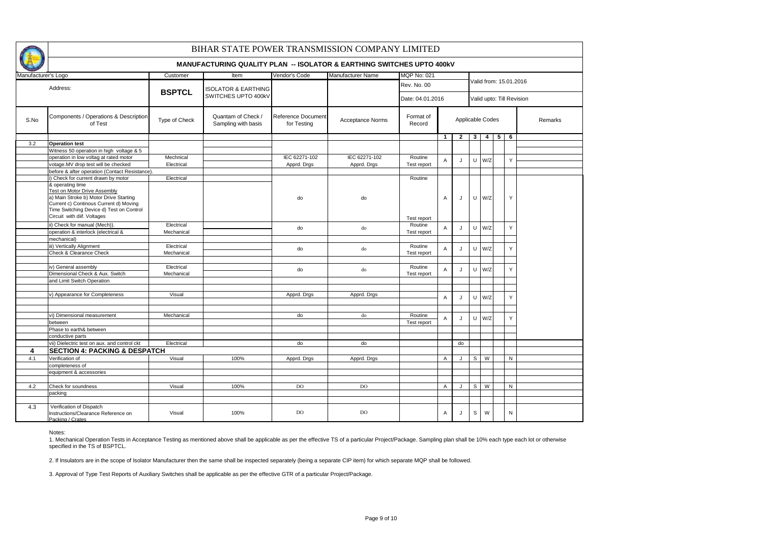# BIHAR STATE POWER TRANSMISSION COMPANY LIMITED

## MANUFACTURING QUALITY PLAN -- ISOLATOR & EARTHING SWITCHES UPTO 400kV

| Manufacturer's Logo | | Customer | Item | Vendor's Code | Manufacturer Name | MQP No: 021 | | | | | | | | |
|---|---|---|---|---|---|---|---|---|---|---|---|---|---|---|
| Address: | | BSPTCL | ISOLATOR & EARTHING SWITCHES UPTO 400kV | | | Rev. No. 00 | | | Valid from: 15.01.2016 | | | | | |
| | | | | | | Date: 04.01.2016 | | | Valid upto: Till Revision | | | | | |

| S.No | Components / Operations & Description of Test | Type of Check | Quantam of Check / Sampling with basis | Reference Document for Testing | Acceptance Norms | Format of Record | Applicable Codes | | | | | | Remarks |
|---|---|---|---|---|---|---|---|---|---|---|---|---|---|
| | | | | | | | 1 | 2 | 3 | 4 | 5 | 6 | |
| 3.2 | **Operation test** | | | | | | | | | | | | |
| | Witness 50 operation in high voltage & 5 operation in low voltag at rated motor votage.MV drop test will be checked before & after operation (Contact Resistance). | Mechnical Electrical | | IEC 62271-102 Apprd. Drgs | IEC 62271-102 Apprd. Drgs | Routine Test report | A | J | U | W/Z | | Y | |
| | i) Check for current drawn by motor & operating time Test on Motor Drive Assembly a) Main Stroke b) Motor Drive Starting Current c) Continous Current d) Moving Time Switching Device d) Test on Control Circuit with diif. Voltages | Electrical | | do | do | Routine Test report | A | J | U | W/Z | | Y | |
| | ii) Check for manual (Mech)). operation & interlock (electrical & mechanical) | Electrical Mechanical | | do | do | Routine Test report | A | J | U | W/Z | | Y | |
| | iii) Vertically Alignment Check & Clearance Check | Electrical Mechanical | | do | do | Routine Test report | A | J | U | W/Z | | Y | |
| | iv) General assembly Dimensional Check & Aux. Switch and Limit Switch Operation | Electrical Mechanical | | do | do | Routine Test report | A | J | U | W/Z | | Y | |
| | v) Appearance for Completeness | Visual | | Apprd. Drgs | Apprd. Drgs | | A | J | U | W/Z | | Y | |
| | vi) Dimensional measurement between Phase to earth& between conductive parts | Mechanical | | do | do | Routine Test report | A | J | U | W/Z | | Y | |
| | vii) Dielectric test on aux. and control ckt | Electrical | | do | do | | | do | | | | | |
| **4** | **SECTION 4: PACKING & DESPATCH** | | | | | | | | | | | | |
| 4.1 | Verification of completeness of equipment & accessories | Visual | 100% | Apprd. Drgs | Apprd. Drgs | | A | J | S | W | | N | |
| 4.2 | Check for soundness packing | Visual | 100% | DO | DO | | A | J | S | W | | N | |
| 4.3 | Verification of Dispatch Instructions/Clearance Reference on Packing / Crates | Visual | 100% | DO | DO | | A | J | S | W | | N | |

Notes:

1. Mechanical Operation Tests in Acceptance Testing as mentioned above shall be applicable as per the effective TS of a particular Project/Package. Sampling plan shall be 10% each type each lot or otherwise specified in the TS of BSPTCL.

2. If Insulators are in the scope of Isolator Manufacturer then the same shall be inspected separately (being a separate CIP item) for which separate MQP shall be followed.

3. Approval of Type Test Reports of Auxiliary Switches shall be applicable as per the effective GTR of a particular Project/Package.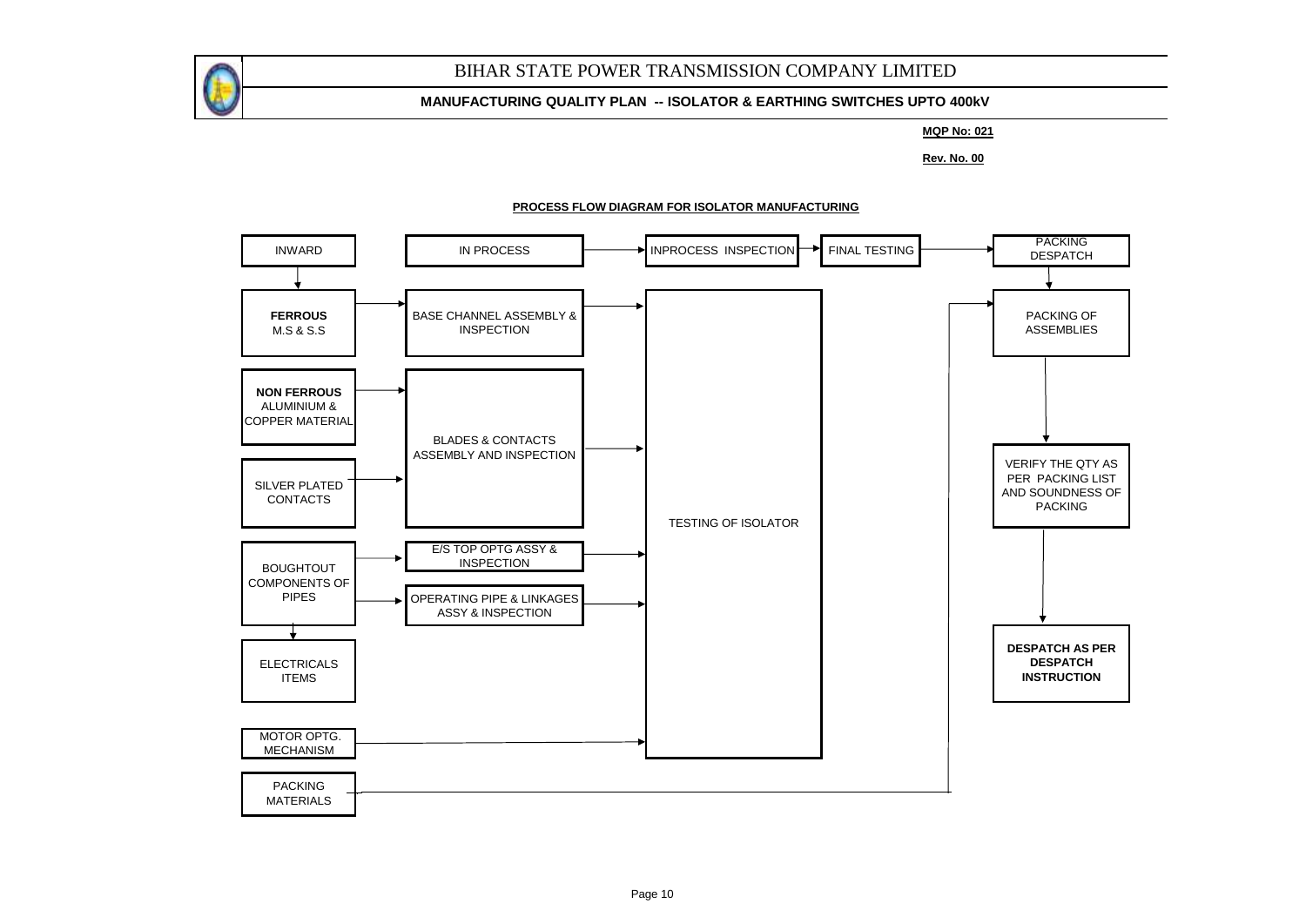# BIHAR STATE POWER TRANSMISSION COMPANY LIMITED

## MANUFACTURING QUALITY PLAN -- ISOLATOR & EARTHING SWITCHES UPTO 400kV

**MQP No: 021**

**Rev. No. 00**

### PROCESS FLOW DIAGRAM FOR ISOLATOR MANUFACTURING

INWARD

IN PROCESS

INPROCESS INSPECTION

FINAL TESTING

PACKING DESPATCH

**FERROUS**
M.S & S.S

BASE CHANNEL ASSEMBLY & INSPECTION

**NON FERROUS**
ALUMINIUM & COPPER MATERIAL

BLADES & CONTACTS ASSEMBLY AND INSPECTION

SILVER PLATED CONTACTS

E/S TOP OPTG ASSY & INSPECTION

BOUGHTOUT COMPONENTS OF PIPES

OPERATING PIPE & LINKAGES ASSY & INSPECTION

ELECTRICALS ITEMS

MOTOR OPTG. MECHANISM

PACKING MATERIALS

TESTING OF ISOLATOR

PACKING OF ASSEMBLIES

VERIFY THE QTY AS PER PACKING LIST AND SOUNDNESS OF PACKING

**DESPATCH AS PER DESPATCH INSTRUCTION**